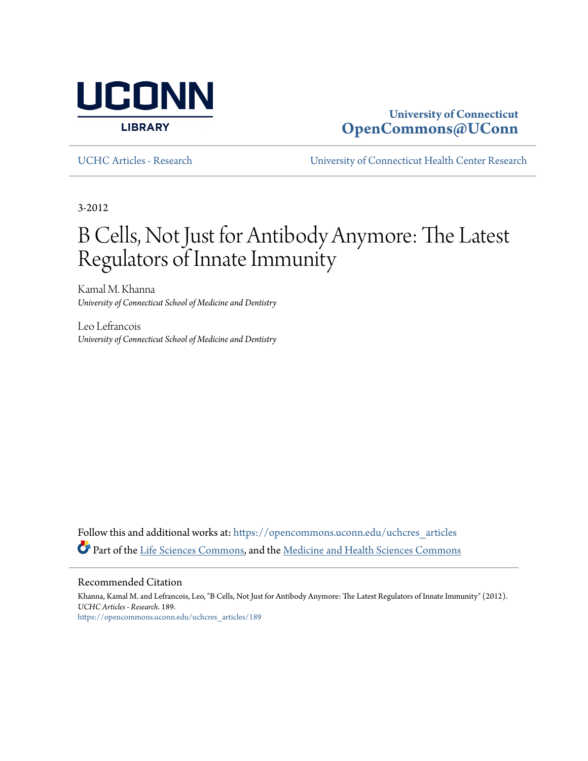University of Connecticut
OpenCommons@UConn

UCHC Articles - Research | University of Connecticut Health Center Research

3-2012

# B Cells, Not Just for Antibody Anymore: The Latest Regulators of Innate Immunity

Kamal M. Khanna
*University of Connecticut School of Medicine and Dentistry*

Leo Lefrancois
*University of Connecticut School of Medicine and Dentistry*

Follow this and additional works at: https://opencommons.uconn.edu/uchcres_articles

Part of the Life Sciences Commons, and the Medicine and Health Sciences Commons

## Recommended Citation

Khanna, Kamal M. and Lefrancois, Leo, "B Cells, Not Just for Antibody Anymore: The Latest Regulators of Innate Immunity" (2012). *UCHC Articles - Research*. 189.
https://opencommons.uconn.edu/uchcres_articles/189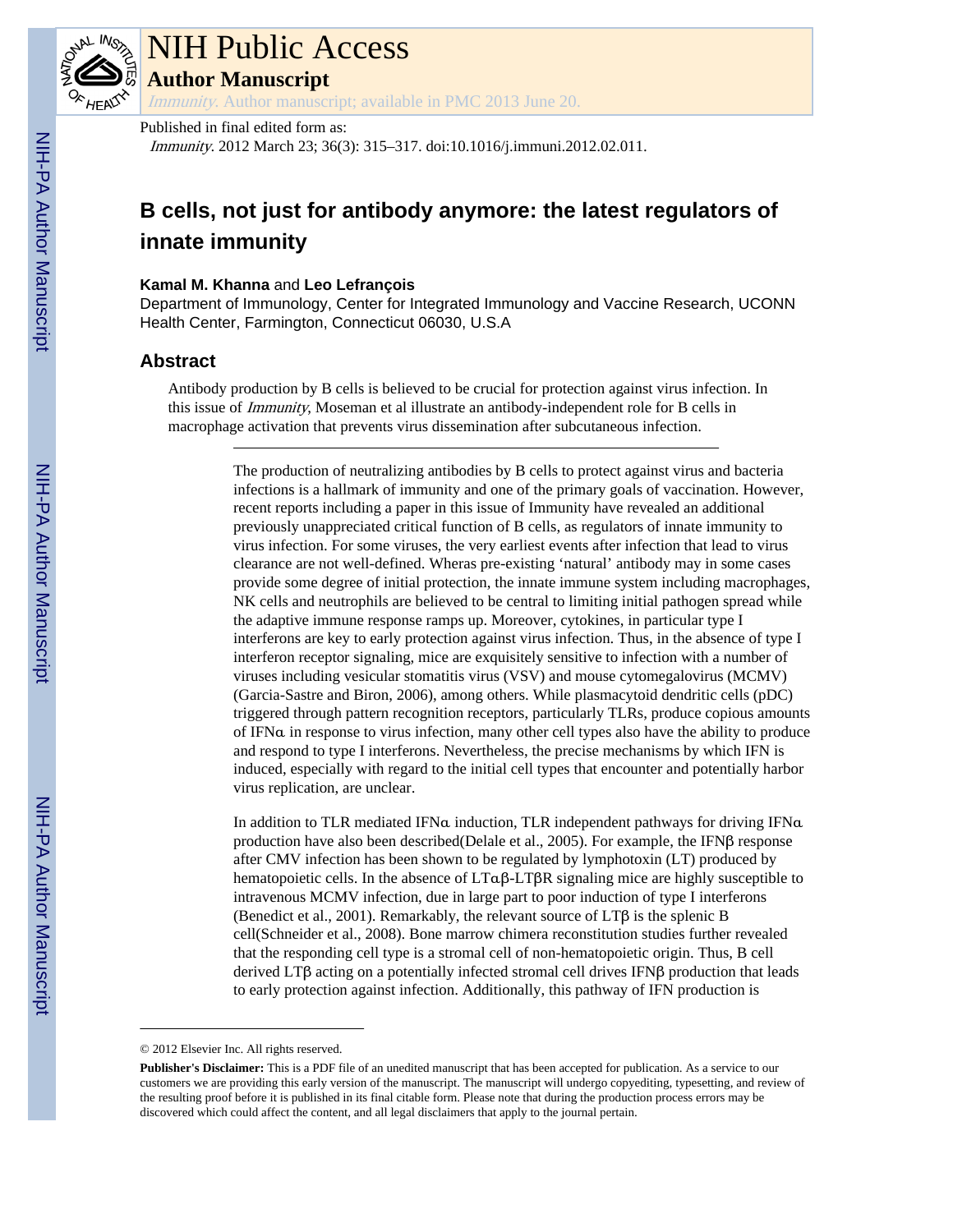NIH Public Access

**Author Manuscript**

*Immunity*. Author manuscript; available in PMC 2013 June 20.

Published in final edited form as:

*Immunity*. 2012 March 23; 36(3): 315–317. doi:10.1016/j.immuni.2012.02.011.

# B cells, not just for antibody anymore: the latest regulators of innate immunity

**Kamal M. Khanna** and **Leo Lefrançois**

Department of Immunology, Center for Integrated Immunology and Vaccine Research, UCONN Health Center, Farmington, Connecticut 06030, U.S.A

## Abstract

Antibody production by B cells is believed to be crucial for protection against virus infection. In this issue of *Immunity*, Moseman et al illustrate an antibody-independent role for B cells in macrophage activation that prevents virus dissemination after subcutaneous infection.

---

The production of neutralizing antibodies by B cells to protect against virus and bacteria infections is a hallmark of immunity and one of the primary goals of vaccination. However, recent reports including a paper in this issue of Immunity have revealed an additional previously unappreciated critical function of B cells, as regulators of innate immunity to virus infection. For some viruses, the very earliest events after infection that lead to virus clearance are not well-defined. Wheras pre-existing 'natural' antibody may in some cases provide some degree of initial protection, the innate immune system including macrophages, NK cells and neutrophils are believed to be central to limiting initial pathogen spread while the adaptive immune response ramps up. Moreover, cytokines, in particular type I interferons are key to early protection against virus infection. Thus, in the absence of type I interferon receptor signaling, mice are exquisitely sensitive to infection with a number of viruses including vesicular stomatitis virus (VSV) and mouse cytomegalovirus (MCMV) (Garcia-Sastre and Biron, 2006), among others. While plasmacytoid dendritic cells (pDC) triggered through pattern recognition receptors, particularly TLRs, produce copious amounts of IFNα in response to virus infection, many other cell types also have the ability to produce and respond to type I interferons. Nevertheless, the precise mechanisms by which IFN is induced, especially with regard to the initial cell types that encounter and potentially harbor virus replication, are unclear.

In addition to TLR mediated IFNα induction, TLR independent pathways for driving IFNα production have also been described(Delale et al., 2005). For example, the IFNβ response after CMV infection has been shown to be regulated by lymphotoxin (LT) produced by hematopoietic cells. In the absence of LTαβ-LTβR signaling mice are highly susceptible to intravenous MCMV infection, due in large part to poor induction of type I interferons (Benedict et al., 2001). Remarkably, the relevant source of LTβ is the splenic B cell(Schneider et al., 2008). Bone marrow chimera reconstitution studies further revealed that the responding cell type is a stromal cell of non-hematopoietic origin. Thus, B cell derived LTβ acting on a potentially infected stromal cell drives IFNβ production that leads to early protection against infection. Additionally, this pathway of IFN production is

---

© 2012 Elsevier Inc. All rights reserved.

**Publisher's Disclaimer:** This is a PDF file of an unedited manuscript that has been accepted for publication. As a service to our customers we are providing this early version of the manuscript. The manuscript will undergo copyediting, typesetting, and review of the resulting proof before it is published in its final citable form. Please note that during the production process errors may be discovered which could affect the content, and all legal disclaimers that apply to the journal pertain.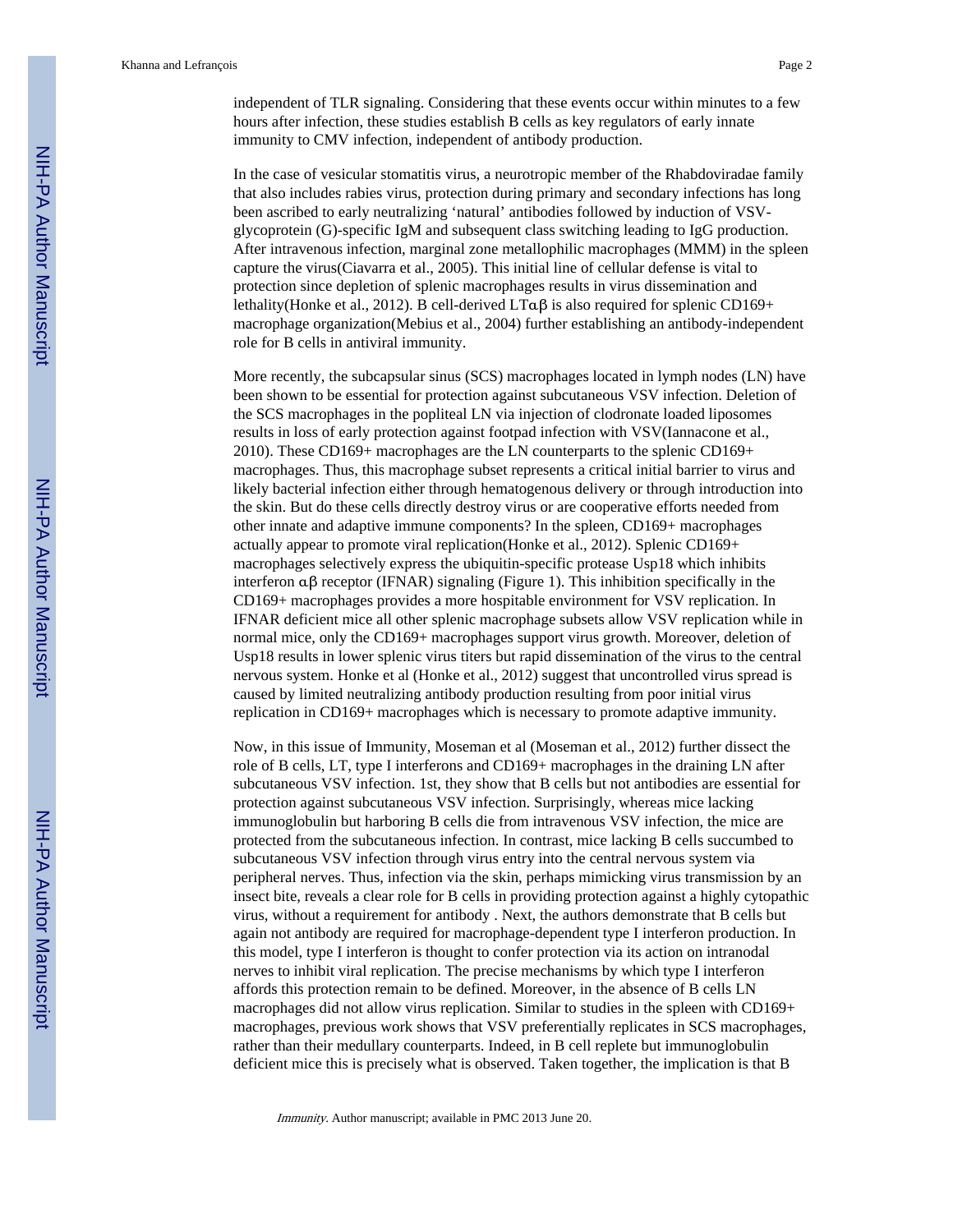independent of TLR signaling. Considering that these events occur within minutes to a few hours after infection, these studies establish B cells as key regulators of early innate immunity to CMV infection, independent of antibody production.

In the case of vesicular stomatitis virus, a neurotropic member of the Rhabdoviradae family that also includes rabies virus, protection during primary and secondary infections has long been ascribed to early neutralizing 'natural' antibodies followed by induction of VSV-glycoprotein (G)-specific IgM and subsequent class switching leading to IgG production. After intravenous infection, marginal zone metallophilic macrophages (MMM) in the spleen capture the virus(Ciavarra et al., 2005). This initial line of cellular defense is vital to protection since depletion of splenic macrophages results in virus dissemination and lethality(Honke et al., 2012). B cell-derived LTαβ is also required for splenic CD169+ macrophage organization(Mebius et al., 2004) further establishing an antibody-independent role for B cells in antiviral immunity.

More recently, the subcapsular sinus (SCS) macrophages located in lymph nodes (LN) have been shown to be essential for protection against subcutaneous VSV infection. Deletion of the SCS macrophages in the popliteal LN via injection of clodronate loaded liposomes results in loss of early protection against footpad infection with VSV(Iannacone et al., 2010). These CD169+ macrophages are the LN counterparts to the splenic CD169+ macrophages. Thus, this macrophage subset represents a critical initial barrier to virus and likely bacterial infection either through hematogenous delivery or through introduction into the skin. But do these cells directly destroy virus or are cooperative efforts needed from other innate and adaptive immune components? In the spleen, CD169+ macrophages actually appear to promote viral replication(Honke et al., 2012). Splenic CD169+ macrophages selectively express the ubiquitin-specific protease Usp18 which inhibits interferon αβ receptor (IFNAR) signaling (Figure 1). This inhibition specifically in the CD169+ macrophages provides a more hospitable environment for VSV replication. In IFNAR deficient mice all other splenic macrophage subsets allow VSV replication while in normal mice, only the CD169+ macrophages support virus growth. Moreover, deletion of Usp18 results in lower splenic virus titers but rapid dissemination of the virus to the central nervous system. Honke et al (Honke et al., 2012) suggest that uncontrolled virus spread is caused by limited neutralizing antibody production resulting from poor initial virus replication in CD169+ macrophages which is necessary to promote adaptive immunity.

Now, in this issue of Immunity, Moseman et al (Moseman et al., 2012) further dissect the role of B cells, LT, type I interferons and CD169+ macrophages in the draining LN after subcutaneous VSV infection. 1st, they show that B cells but not antibodies are essential for protection against subcutaneous VSV infection. Surprisingly, whereas mice lacking immunoglobulin but harboring B cells die from intravenous VSV infection, the mice are protected from the subcutaneous infection. In contrast, mice lacking B cells succumbed to subcutaneous VSV infection through virus entry into the central nervous system via peripheral nerves. Thus, infection via the skin, perhaps mimicking virus transmission by an insect bite, reveals a clear role for B cells in providing protection against a highly cytopathic virus, without a requirement for antibody . Next, the authors demonstrate that B cells but again not antibody are required for macrophage-dependent type I interferon production. In this model, type I interferon is thought to confer protection via its action on intranodal nerves to inhibit viral replication. The precise mechanisms by which type I interferon affords this protection remain to be defined. Moreover, in the absence of B cells LN macrophages did not allow virus replication. Similar to studies in the spleen with CD169+ macrophages, previous work shows that VSV preferentially replicates in SCS macrophages, rather than their medullary counterparts. Indeed, in B cell replete but immunoglobulin deficient mice this is precisely what is observed. Taken together, the implication is that B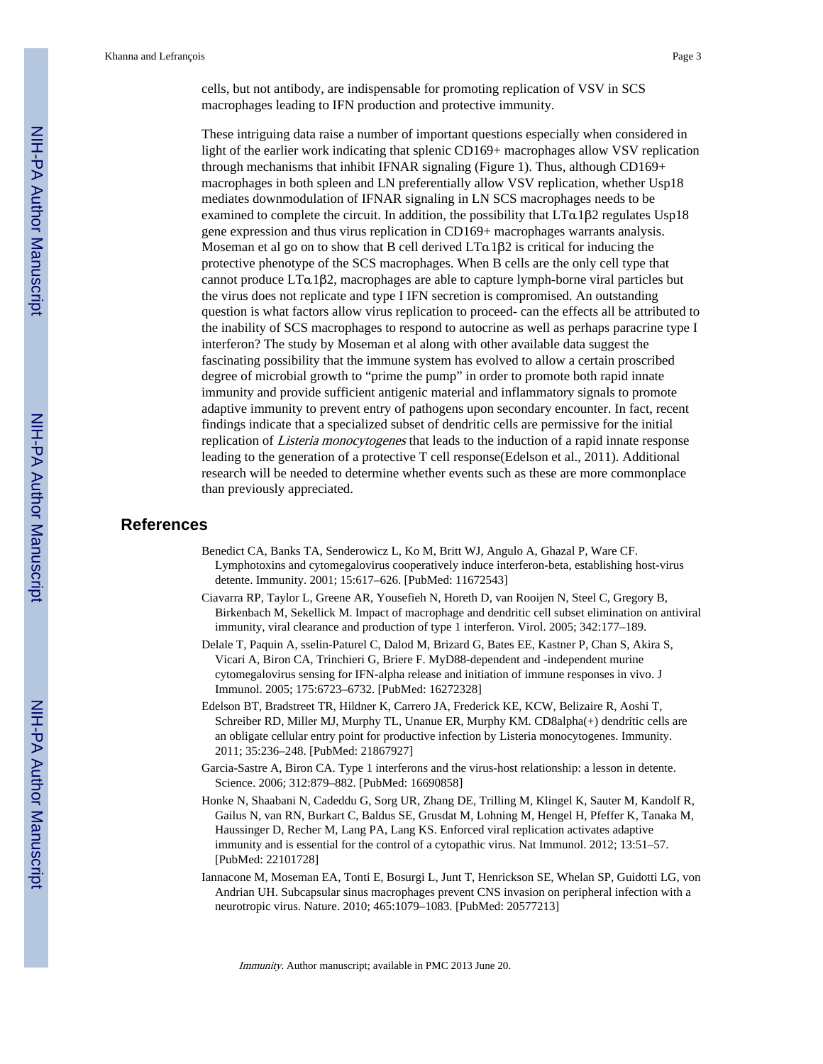cells, but not antibody, are indispensable for promoting replication of VSV in SCS macrophages leading to IFN production and protective immunity.

These intriguing data raise a number of important questions especially when considered in light of the earlier work indicating that splenic CD169+ macrophages allow VSV replication through mechanisms that inhibit IFNAR signaling (Figure 1). Thus, although CD169+ macrophages in both spleen and LN preferentially allow VSV replication, whether Usp18 mediates downmodulation of IFNAR signaling in LN SCS macrophages needs to be examined to complete the circuit. In addition, the possibility that LTα1β2 regulates Usp18 gene expression and thus virus replication in CD169+ macrophages warrants analysis. Moseman et al go on to show that B cell derived LTα1β2 is critical for inducing the protective phenotype of the SCS macrophages. When B cells are the only cell type that cannot produce LTα1β2, macrophages are able to capture lymph-borne viral particles but the virus does not replicate and type I IFN secretion is compromised. An outstanding question is what factors allow virus replication to proceed- can the effects all be attributed to the inability of SCS macrophages to respond to autocrine as well as perhaps paracrine type I interferon? The study by Moseman et al along with other available data suggest the fascinating possibility that the immune system has evolved to allow a certain proscribed degree of microbial growth to "prime the pump" in order to promote both rapid innate immunity and provide sufficient antigenic material and inflammatory signals to promote adaptive immunity to prevent entry of pathogens upon secondary encounter. In fact, recent findings indicate that a specialized subset of dendritic cells are permissive for the initial replication of *Listeria monocytogenes* that leads to the induction of a rapid innate response leading to the generation of a protective T cell response(Edelson et al., 2011). Additional research will be needed to determine whether events such as these are more commonplace than previously appreciated.

## References

Benedict CA, Banks TA, Senderowicz L, Ko M, Britt WJ, Angulo A, Ghazal P, Ware CF. Lymphotoxins and cytomegalovirus cooperatively induce interferon-beta, establishing host-virus detente. Immunity. 2001; 15:617–626. [PubMed: 11672543]

Ciavarra RP, Taylor L, Greene AR, Yousefieh N, Horeth D, van Rooijen N, Steel C, Gregory B, Birkenbach M, Sekellick M. Impact of macrophage and dendritic cell subset elimination on antiviral immunity, viral clearance and production of type 1 interferon. Virol. 2005; 342:177–189.

Delale T, Paquin A, sselin-Paturel C, Dalod M, Brizard G, Bates EE, Kastner P, Chan S, Akira S, Vicari A, Biron CA, Trinchieri G, Briere F. MyD88-dependent and -independent murine cytomegalovirus sensing for IFN-alpha release and initiation of immune responses in vivo. J Immunol. 2005; 175:6723–6732. [PubMed: 16272328]

Edelson BT, Bradstreet TR, Hildner K, Carrero JA, Frederick KE, KCW, Belizaire R, Aoshi T, Schreiber RD, Miller MJ, Murphy TL, Unanue ER, Murphy KM. CD8alpha(+) dendritic cells are an obligate cellular entry point for productive infection by Listeria monocytogenes. Immunity. 2011; 35:236–248. [PubMed: 21867927]

Garcia-Sastre A, Biron CA. Type 1 interferons and the virus-host relationship: a lesson in detente. Science. 2006; 312:879–882. [PubMed: 16690858]

Honke N, Shaabani N, Cadeddu G, Sorg UR, Zhang DE, Trilling M, Klingel K, Sauter M, Kandolf R, Gailus N, van RN, Burkart C, Baldus SE, Grusdat M, Lohning M, Hengel H, Pfeffer K, Tanaka M, Haussinger D, Recher M, Lang PA, Lang KS. Enforced viral replication activates adaptive immunity and is essential for the control of a cytopathic virus. Nat Immunol. 2012; 13:51–57. [PubMed: 22101728]

Iannacone M, Moseman EA, Tonti E, Bosurgi L, Junt T, Henrickson SE, Whelan SP, Guidotti LG, von Andrian UH. Subcapsular sinus macrophages prevent CNS invasion on peripheral infection with a neurotropic virus. Nature. 2010; 465:1079–1083. [PubMed: 20577213]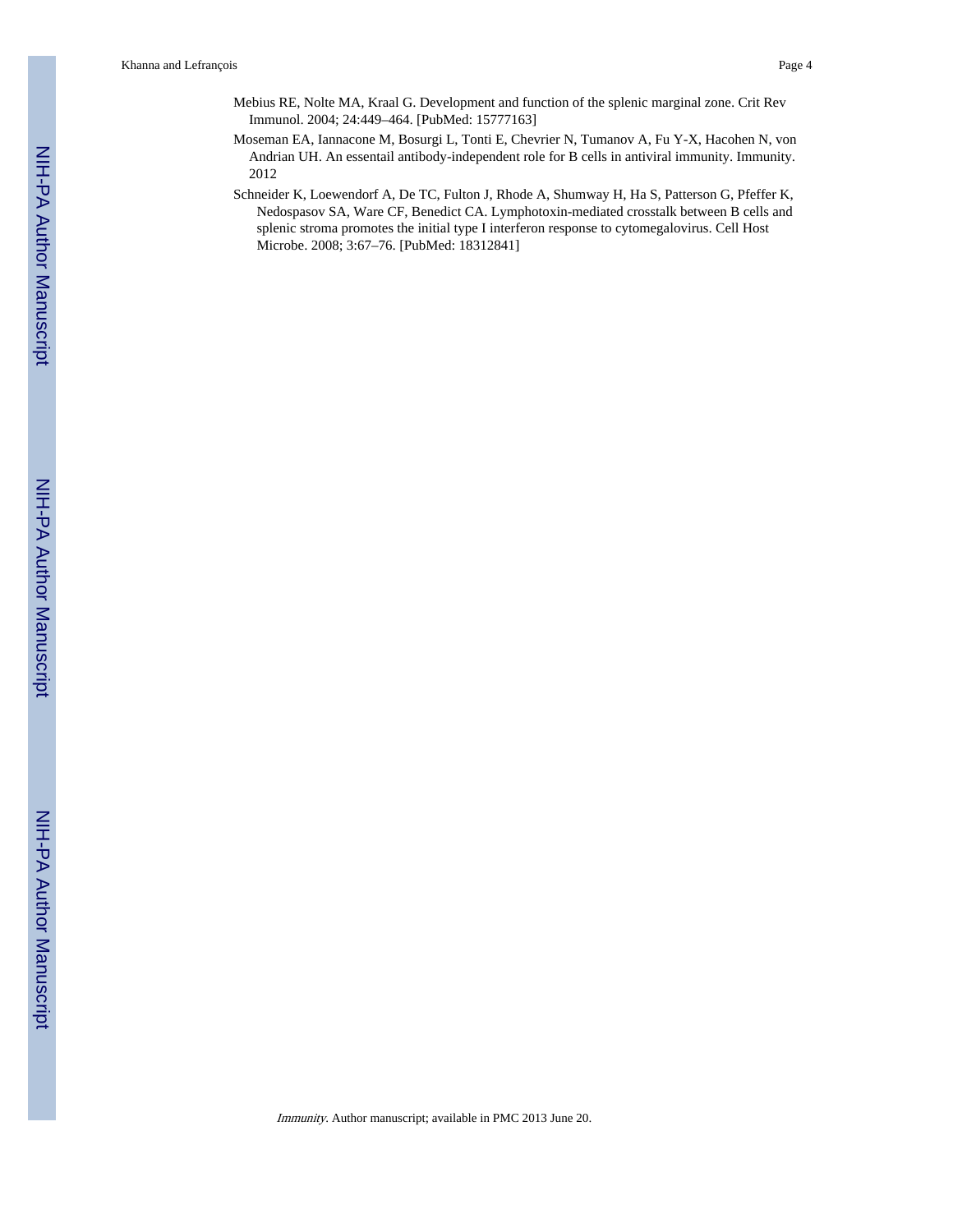Mebius RE, Nolte MA, Kraal G. Development and function of the splenic marginal zone. Crit Rev Immunol. 2004; 24:449–464. [PubMed: 15777163]

Moseman EA, Iannacone M, Bosurgi L, Tonti E, Chevrier N, Tumanov A, Fu Y-X, Hacohen N, von Andrian UH. An essentail antibody-independent role for B cells in antiviral immunity. Immunity. 2012

Schneider K, Loewendorf A, De TC, Fulton J, Rhode A, Shumway H, Ha S, Patterson G, Pfeffer K, Nedospasov SA, Ware CF, Benedict CA. Lymphotoxin-mediated crosstalk between B cells and splenic stroma promotes the initial type I interferon response to cytomegalovirus. Cell Host Microbe. 2008; 3:67–76. [PubMed: 18312841]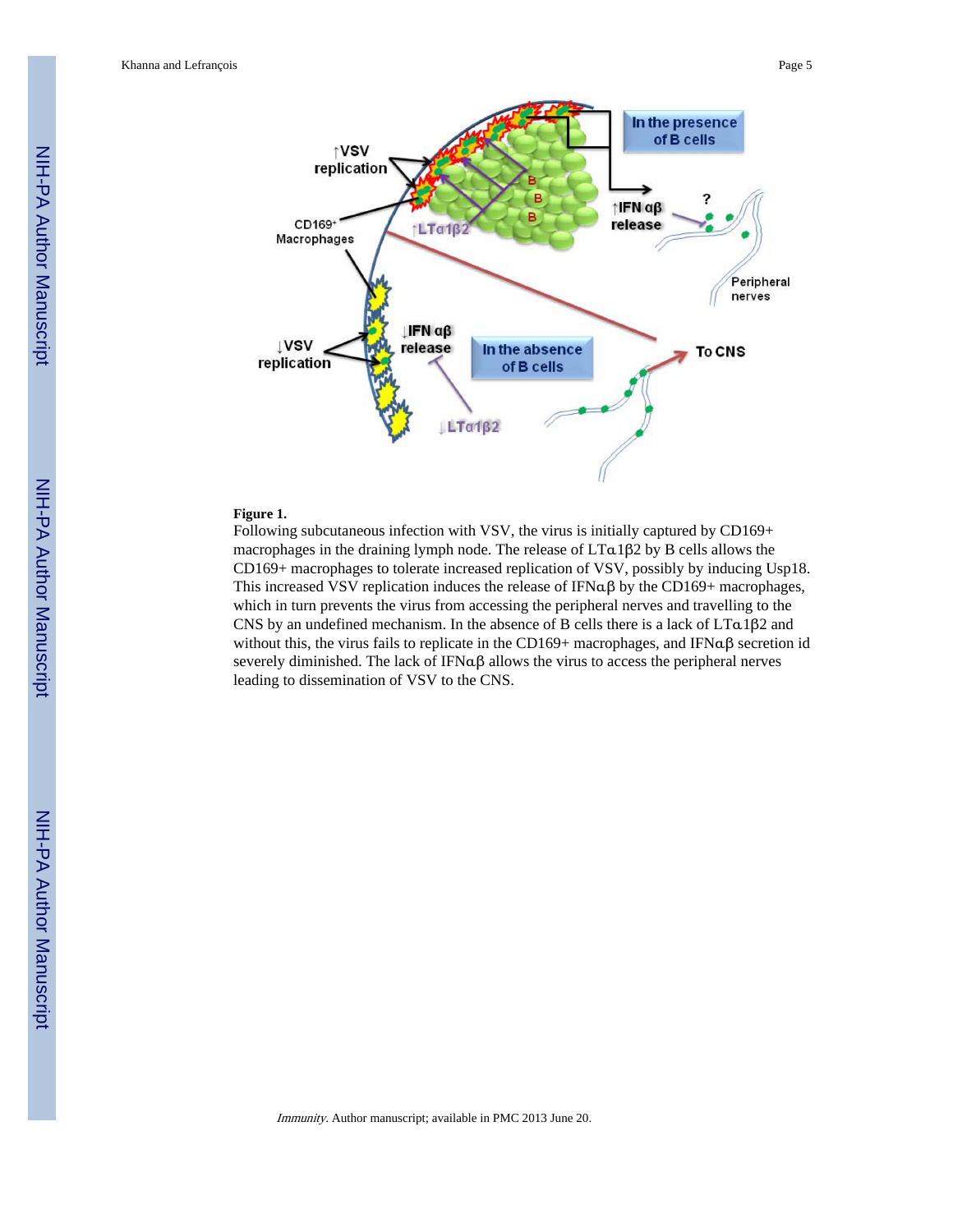↑VSV replication

CD169+ Macrophages

↑LTα1β2

In the presence of B cells

↑IFN αβ release

?

Peripheral nerves

↓VSV replication

↓IFN αβ release

In the absence of B cells

↓LTα1β2

To CNS

**Figure 1.**

Following subcutaneous infection with VSV, the virus is initially captured by CD169+ macrophages in the draining lymph node. The release of LTα1β2 by B cells allows the CD169+ macrophages to tolerate increased replication of VSV, possibly by inducing Usp18. This increased VSV replication induces the release of IFNαβ by the CD169+ macrophages, which in turn prevents the virus from accessing the peripheral nerves and travelling to the CNS by an undefined mechanism. In the absence of B cells there is a lack of LTα1β2 and without this, the virus fails to replicate in the CD169+ macrophages, and IFNαβ secretion id severely diminished. The lack of IFNαβ allows the virus to access the peripheral nerves leading to dissemination of VSV to the CNS.